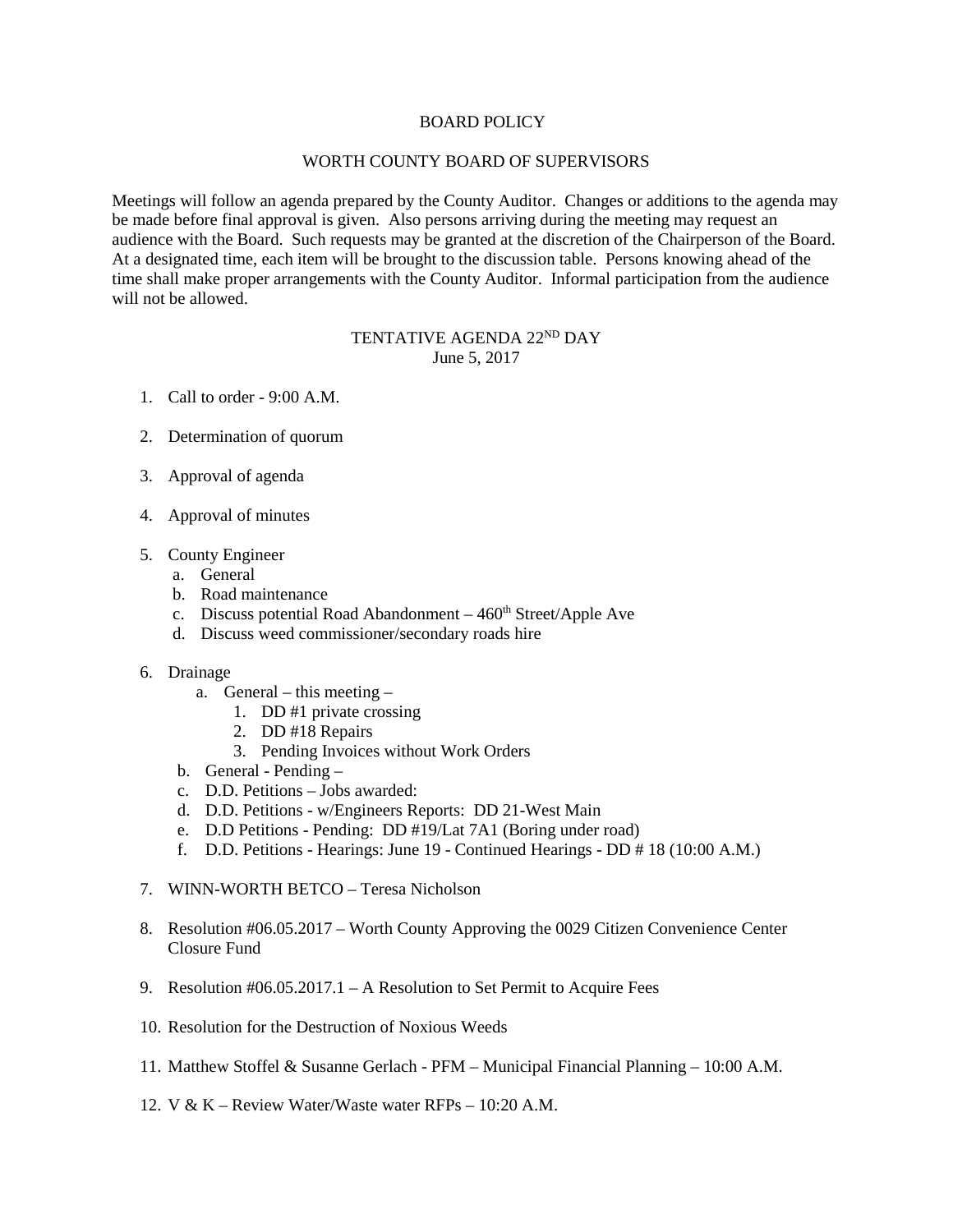# BOARD POLICY

## WORTH COUNTY BOARD OF SUPERVISORS

Meetings will follow an agenda prepared by the County Auditor. Changes or additions to the agenda may be made before final approval is given. Also persons arriving during the meeting may request an audience with the Board. Such requests may be granted at the discretion of the Chairperson of the Board. At a designated time, each item will be brought to the discussion table. Persons knowing ahead of the time shall make proper arrangements with the County Auditor. Informal participation from the audience will not be allowed.

## TENTATIVE AGENDA 22ND DAY

June 5, 2017

1. Call to order - 9:00 A.M.

2. Determination of quorum

3. Approval of agenda

4. Approval of minutes

5. County Engineer
   a. General
   b. Road maintenance
   c. Discuss potential Road Abandonment – 460th Street/Apple Ave
   d. Discuss weed commissioner/secondary roads hire

6. Drainage
   a. General – this meeting –
      1. DD #1 private crossing
      2. DD #18 Repairs
      3. Pending Invoices without Work Orders
   b. General - Pending –
   c. D.D. Petitions – Jobs awarded:
   d. D.D. Petitions - w/Engineers Reports: DD 21-West Main
   e. D.D Petitions - Pending: DD #19/Lat 7A1 (Boring under road)
   f. D.D. Petitions - Hearings: June 19 - Continued Hearings - DD # 18 (10:00 A.M.)

7. WINN-WORTH BETCO – Teresa Nicholson

8. Resolution #06.05.2017 – Worth County Approving the 0029 Citizen Convenience Center Closure Fund

9. Resolution #06.05.2017.1 – A Resolution to Set Permit to Acquire Fees

10. Resolution for the Destruction of Noxious Weeds

11. Matthew Stoffel & Susanne Gerlach - PFM – Municipal Financial Planning – 10:00 A.M.

12. V & K – Review Water/Waste water RFPs – 10:20 A.M.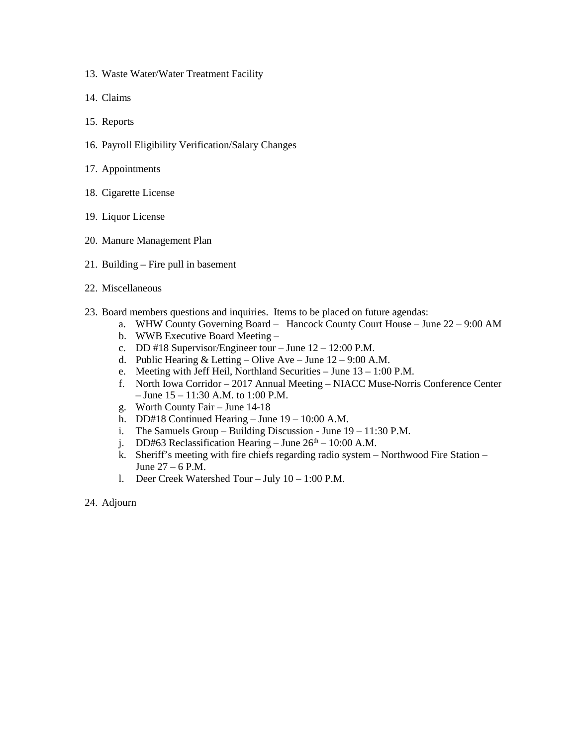13. Waste Water/Water Treatment Facility

14. Claims

15. Reports

16. Payroll Eligibility Verification/Salary Changes

17. Appointments

18. Cigarette License

19. Liquor License

20. Manure Management Plan

21. Building – Fire pull in basement

22. Miscellaneous

23. Board members questions and inquiries. Items to be placed on future agendas:
    a. WHW County Governing Board – Hancock County Court House – June 22 – 9:00 AM
    b. WWB Executive Board Meeting –
    c. DD #18 Supervisor/Engineer tour – June 12 – 12:00 P.M.
    d. Public Hearing & Letting – Olive Ave – June 12 – 9:00 A.M.
    e. Meeting with Jeff Heil, Northland Securities – June 13 – 1:00 P.M.
    f. North Iowa Corridor – 2017 Annual Meeting – NIACC Muse-Norris Conference Center – June 15 – 11:30 A.M. to 1:00 P.M.
    g. Worth County Fair – June 14-18
    h. DD#18 Continued Hearing – June 19 – 10:00 A.M.
    i. The Samuels Group – Building Discussion - June 19 – 11:30 P.M.
    j. DD#63 Reclassification Hearing – June 26th – 10:00 A.M.
    k. Sheriff's meeting with fire chiefs regarding radio system – Northwood Fire Station – June 27 – 6 P.M.
    l. Deer Creek Watershed Tour – July 10 – 1:00 P.M.

24. Adjourn